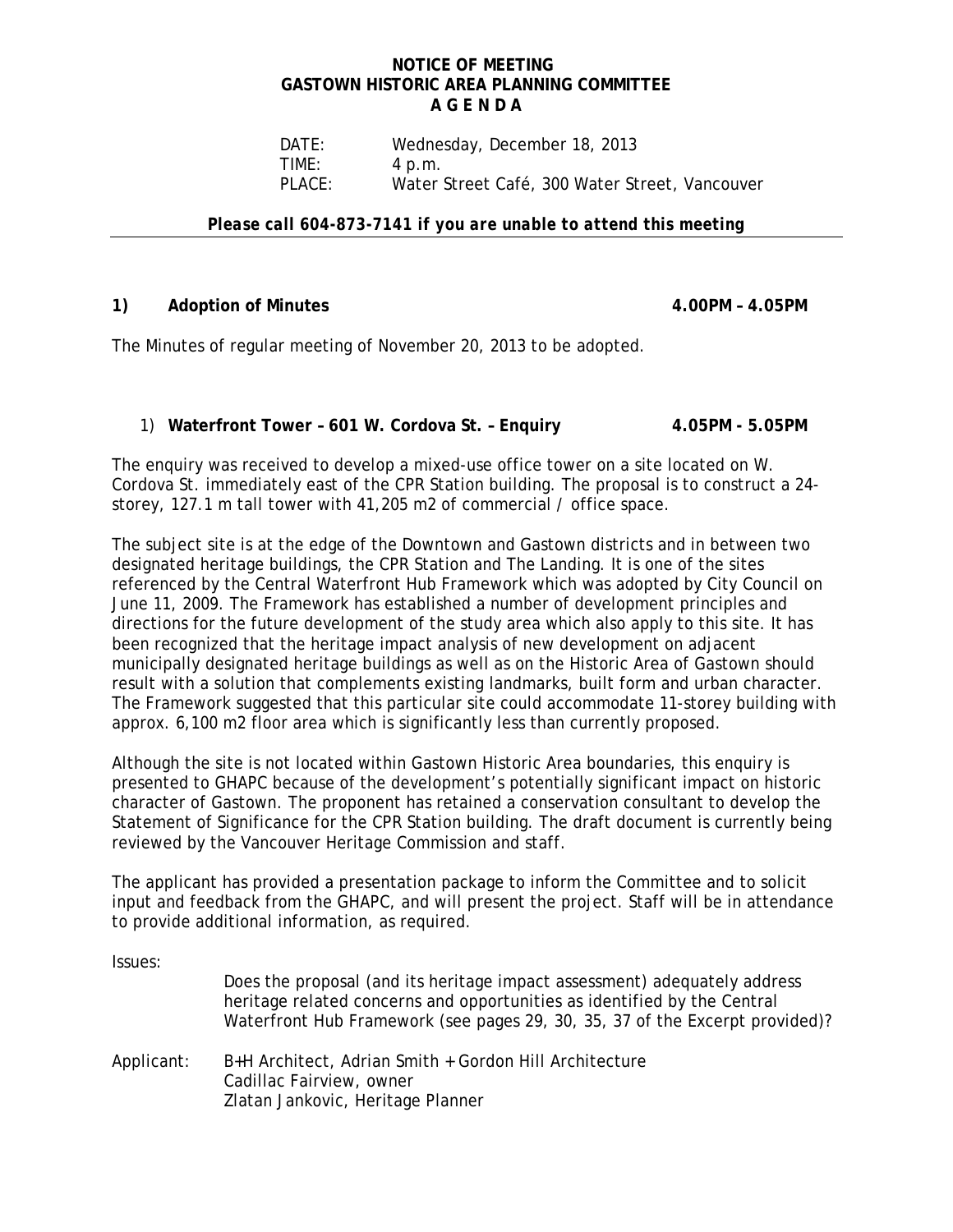**NOTICE OF MEETING**
**GASTOWN HISTORIC AREA PLANNING COMMITTEE**
**A G E N D A**

DATE: Wednesday, December 18, 2013
TIME: 4 p.m.
PLACE: Water Street Café, 300 Water Street, Vancouver

***Please call 604-873-7141 if you are unable to attend this meeting***

---

**1) Adoption of Minutes** **4.00PM – 4.05PM**

The Minutes of regular meeting of November 20, 2013 to be adopted.

1) **Waterfront Tower – 601 W. Cordova St. – Enquiry** **4.05PM - 5.05PM**

The enquiry was received to develop a mixed-use office tower on a site located on W. Cordova St. immediately east of the CPR Station building. The proposal is to construct a 24-storey, 127.1 m tall tower with 41,205 m2 of commercial / office space.

The subject site is at the edge of the Downtown and Gastown districts and in between two designated heritage buildings, the CPR Station and The Landing. It is one of the sites referenced by the Central Waterfront Hub Framework which was adopted by City Council on June 11, 2009. The Framework has established a number of development principles and directions for the future development of the study area which also apply to this site. It has been recognized that the heritage impact analysis of new development on adjacent municipally designated heritage buildings as well as on the Historic Area of Gastown should result with a solution that complements existing landmarks, built form and urban character. The Framework suggested that this particular site could accommodate 11-storey building with approx. 6,100 m2 floor area which is significantly less than currently proposed.

Although the site is not located within Gastown Historic Area boundaries, this enquiry is presented to GHAPC because of the development's potentially significant impact on historic character of Gastown. The proponent has retained a conservation consultant to develop the Statement of Significance for the CPR Station building. The draft document is currently being reviewed by the Vancouver Heritage Commission and staff.

The applicant has provided a presentation package to inform the Committee and to solicit input and feedback from the GHAPC, and will present the project. Staff will be in attendance to provide additional information, as required.

Issues:

Does the proposal (and its heritage impact assessment) adequately address heritage related concerns and opportunities as identified by the Central Waterfront Hub Framework (see pages 29, 30, 35, 37 of the Excerpt provided)?

Applicant: B+H Architect, Adrian Smith + Gordon Hill Architecture
Cadillac Fairview, owner
Zlatan Jankovic, Heritage Planner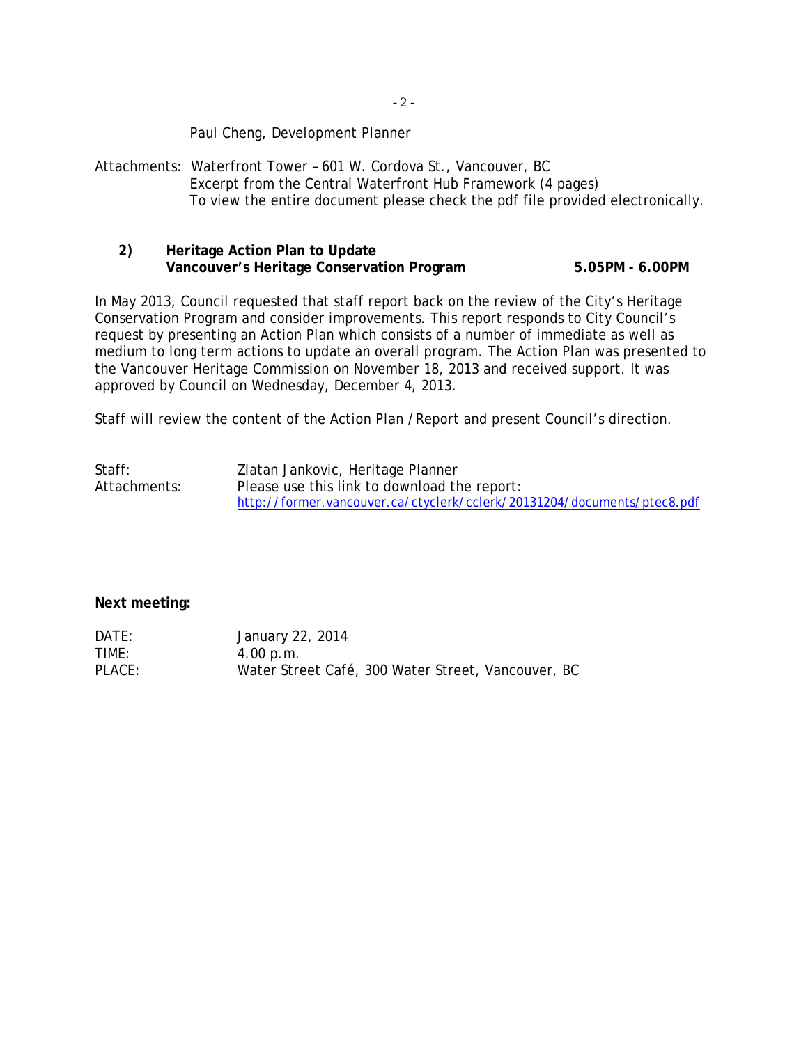Paul Cheng, Development Planner

Attachments: Waterfront Tower – 601 W. Cordova St., Vancouver, BC
Excerpt from the Central Waterfront Hub Framework (4 pages)
To view the entire document please check the pdf file provided electronically.

**2) Heritage Action Plan to Update Vancouver's Heritage Conservation Program** **5.05PM - 6.00PM**

In May 2013, Council requested that staff report back on the review of the City's Heritage Conservation Program and consider improvements. This report responds to City Council's request by presenting an Action Plan which consists of a number of immediate as well as medium to long term actions to update an overall program. The Action Plan was presented to the Vancouver Heritage Commission on November 18, 2013 and received support. It was approved by Council on Wednesday, December 4, 2013.

Staff will review the content of the Action Plan / Report and present Council's direction.

Staff: Zlatan Jankovic, Heritage Planner
Attachments: Please use this link to download the report:
http://former.vancouver.ca/ctyclerk/cclerk/20131204/documents/ptec8.pdf

**Next meeting:**

DATE: January 22, 2014
TIME: 4.00 p.m.
PLACE: Water Street Café, 300 Water Street, Vancouver, BC